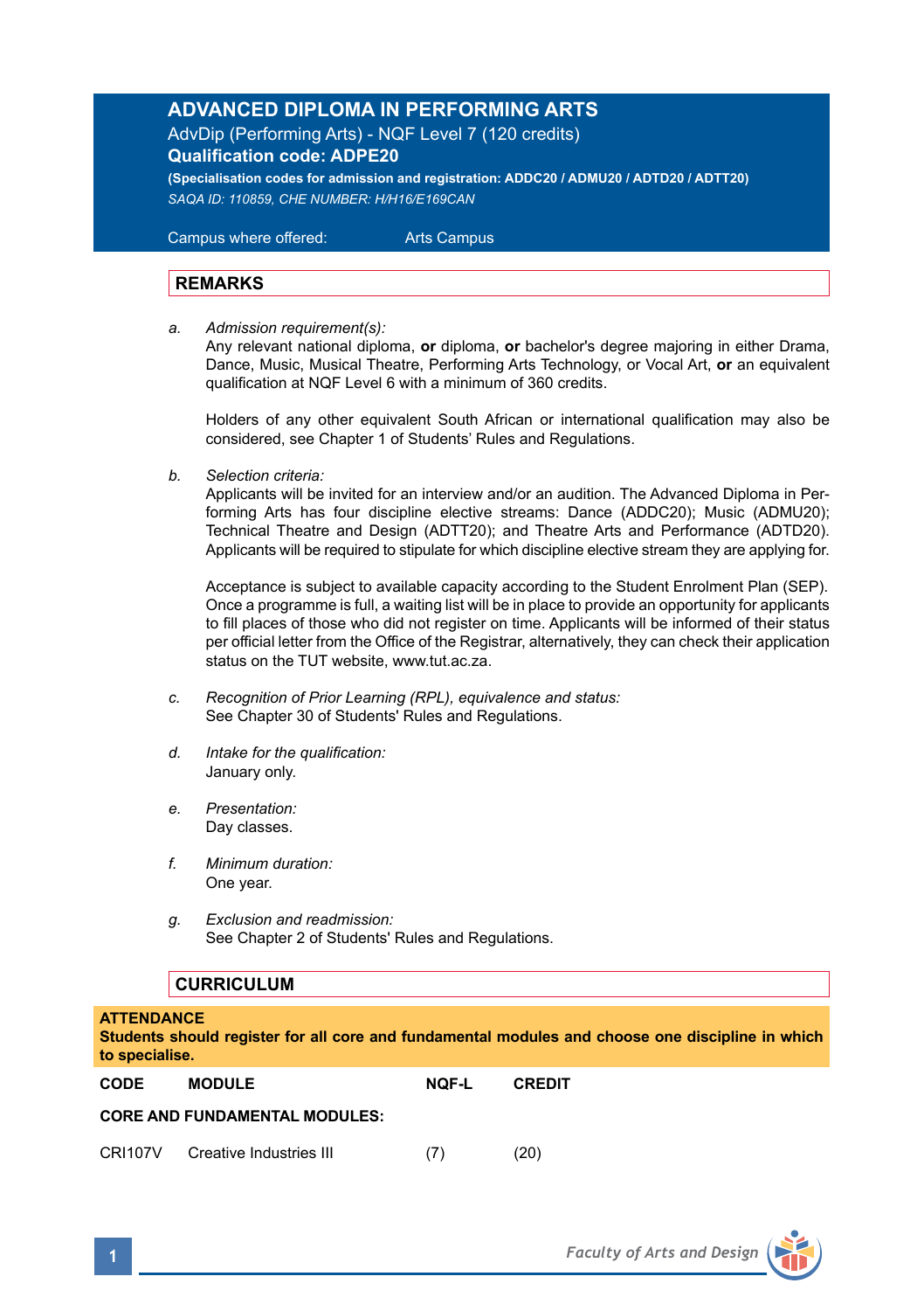# ADVANCED DIPLOMA IN PERFORMING ARTS

AdvDip (Performing Arts) - NQF Level 7 (120 credits)

**Qualification code: ADPE20**

**(Specialisation codes for admission and registration: ADDC20 / ADMU20 / ADTD20 / ADTT20)**

*SAQA ID: 110859, CHE NUMBER: H/H16/E169CAN*

Campus where offered: Arts Campus

## REMARKS

a. *Admission requirement(s):*
   Any relevant national diploma, **or** diploma, **or** bachelor's degree majoring in either Drama, Dance, Music, Musical Theatre, Performing Arts Technology, or Vocal Art, **or** an equivalent qualification at NQF Level 6 with a minimum of 360 credits.

   Holders of any other equivalent South African or international qualification may also be considered, see Chapter 1 of Students' Rules and Regulations.

b. *Selection criteria:*
   Applicants will be invited for an interview and/or an audition. The Advanced Diploma in Performing Arts has four discipline elective streams: Dance (ADDC20); Music (ADMU20); Technical Theatre and Design (ADTT20); and Theatre Arts and Performance (ADTD20). Applicants will be required to stipulate for which discipline elective stream they are applying for.

   Acceptance is subject to available capacity according to the Student Enrolment Plan (SEP). Once a programme is full, a waiting list will be in place to provide an opportunity for applicants to fill places of those who did not register on time. Applicants will be informed of their status per official letter from the Office of the Registrar, alternatively, they can check their application status on the TUT website, www.tut.ac.za.

c. *Recognition of Prior Learning (RPL), equivalence and status:*
   See Chapter 30 of Students' Rules and Regulations.

d. *Intake for the qualification:*
   January only.

e. *Presentation:*
   Day classes.

f. *Minimum duration:*
   One year.

g. *Exclusion and readmission:*
   See Chapter 2 of Students' Rules and Regulations.

## CURRICULUM

**ATTENDANCE**
**Students should register for all core and fundamental modules and choose one discipline in which to specialise.**

| CODE | MODULE | NQF-L | CREDIT |
|---|---|---|---|
| **CORE AND FUNDAMENTAL MODULES:** | | | |
| CRI107V | Creative Industries III | (7) | (20) |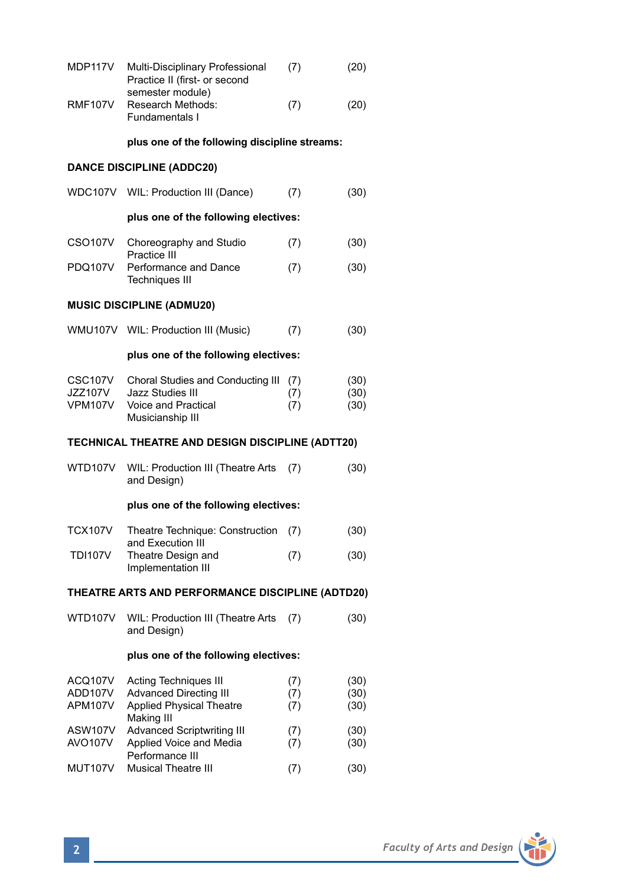| | | | |
|---|---|---|---|
| MDP117V | Multi-Disciplinary Professional Practice II (first- or second semester module) | (7) | (20) |
| RMF107V | Research Methods: Fundamentals I | (7) | (20) |

**plus one of the following discipline streams:**

**DANCE DISCIPLINE (ADDC20)**

| | | | |
|---|---|---|---|
| WDC107V | WIL: Production III (Dance) | (7) | (30) |

**plus one of the following electives:**

| | | | |
|---|---|---|---|
| CSO107V | Choreography and Studio Practice III | (7) | (30) |
| PDQ107V | Performance and Dance Techniques III | (7) | (30) |

**MUSIC DISCIPLINE (ADMU20)**

| | | | |
|---|---|---|---|
| WMU107V | WIL: Production III (Music) | (7) | (30) |

**plus one of the following electives:**

| | | | |
|---|---|---|---|
| CSC107V | Choral Studies and Conducting III | (7) | (30) |
| JZZ107V | Jazz Studies III | (7) | (30) |
| VPM107V | Voice and Practical Musicianship III | (7) | (30) |

**TECHNICAL THEATRE AND DESIGN DISCIPLINE (ADTT20)**

| | | | |
|---|---|---|---|
| WTD107V | WIL: Production III (Theatre Arts and Design) | (7) | (30) |

**plus one of the following electives:**

| | | | |
|---|---|---|---|
| TCX107V | Theatre Technique: Construction and Execution III | (7) | (30) |
| TDI107V | Theatre Design and Implementation III | (7) | (30) |

**THEATRE ARTS AND PERFORMANCE DISCIPLINE (ADTD20)**

| | | | |
|---|---|---|---|
| WTD107V | WIL: Production III (Theatre Arts and Design) | (7) | (30) |

**plus one of the following electives:**

| | | | |
|---|---|---|---|
| ACQ107V | Acting Techniques III | (7) | (30) |
| ADD107V | Advanced Directing III | (7) | (30) |
| APM107V | Applied Physical Theatre Making III | (7) | (30) |
| ASW107V | Advanced Scriptwriting III | (7) | (30) |
| AVO107V | Applied Voice and Media Performance III | (7) | (30) |
| MUT107V | Musical Theatre III | (7) | (30) |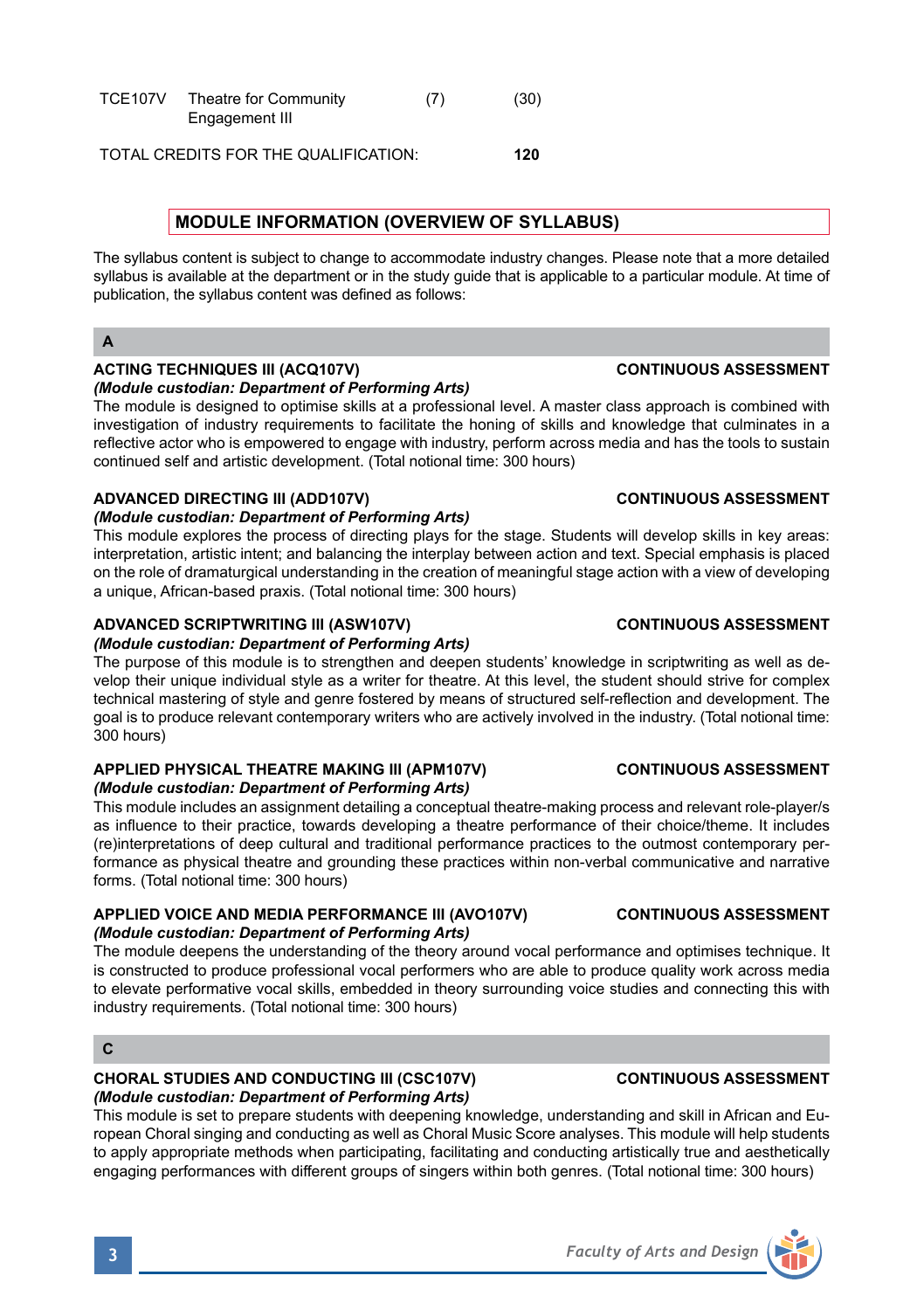| | | | |
|---|---|---|---|
| TCE107V | Theatre for Community Engagement III | (7) | (30) |

TOTAL CREDITS FOR THE QUALIFICATION: **120**

## MODULE INFORMATION (OVERVIEW OF SYLLABUS)

The syllabus content is subject to change to accommodate industry changes. Please note that a more detailed syllabus is available at the department or in the study guide that is applicable to a particular module. At time of publication, the syllabus content was defined as follows:

### A

**ACTING TECHNIQUES III (ACQ107V)** **CONTINUOUS ASSESSMENT**
*(Module custodian: Department of Performing Arts)*
The module is designed to optimise skills at a professional level. A master class approach is combined with investigation of industry requirements to facilitate the honing of skills and knowledge that culminates in a reflective actor who is empowered to engage with industry, perform across media and has the tools to sustain continued self and artistic development. (Total notional time: 300 hours)

**ADVANCED DIRECTING III (ADD107V)** **CONTINUOUS ASSESSMENT**
*(Module custodian: Department of Performing Arts)*
This module explores the process of directing plays for the stage. Students will develop skills in key areas: interpretation, artistic intent; and balancing the interplay between action and text. Special emphasis is placed on the role of dramaturgical understanding in the creation of meaningful stage action with a view of developing a unique, African-based praxis. (Total notional time: 300 hours)

**ADVANCED SCRIPTWRITING III (ASW107V)** **CONTINUOUS ASSESSMENT**
*(Module custodian: Department of Performing Arts)*
The purpose of this module is to strengthen and deepen students' knowledge in scriptwriting as well as develop their unique individual style as a writer for theatre. At this level, the student should strive for complex technical mastering of style and genre fostered by means of structured self-reflection and development. The goal is to produce relevant contemporary writers who are actively involved in the industry. (Total notional time: 300 hours)

**APPLIED PHYSICAL THEATRE MAKING III (APM107V)** **CONTINUOUS ASSESSMENT**
*(Module custodian: Department of Performing Arts)*
This module includes an assignment detailing a conceptual theatre-making process and relevant role-player/s as influence to their practice, towards developing a theatre performance of their choice/theme. It includes (re)interpretations of deep cultural and traditional performance practices to the outmost contemporary performance as physical theatre and grounding these practices within non-verbal communicative and narrative forms. (Total notional time: 300 hours)

**APPLIED VOICE AND MEDIA PERFORMANCE III (AVO107V)** **CONTINUOUS ASSESSMENT**
*(Module custodian: Department of Performing Arts)*
The module deepens the understanding of the theory around vocal performance and optimises technique. It is constructed to produce professional vocal performers who are able to produce quality work across media to elevate performative vocal skills, embedded in theory surrounding voice studies and connecting this with industry requirements. (Total notional time: 300 hours)

### C

**CHORAL STUDIES AND CONDUCTING III (CSC107V)** **CONTINUOUS ASSESSMENT**
*(Module custodian: Department of Performing Arts)*
This module is set to prepare students with deepening knowledge, understanding and skill in African and European Choral singing and conducting as well as Choral Music Score analyses. This module will help students to apply appropriate methods when participating, facilitating and conducting artistically true and aesthetically engaging performances with different groups of singers within both genres. (Total notional time: 300 hours)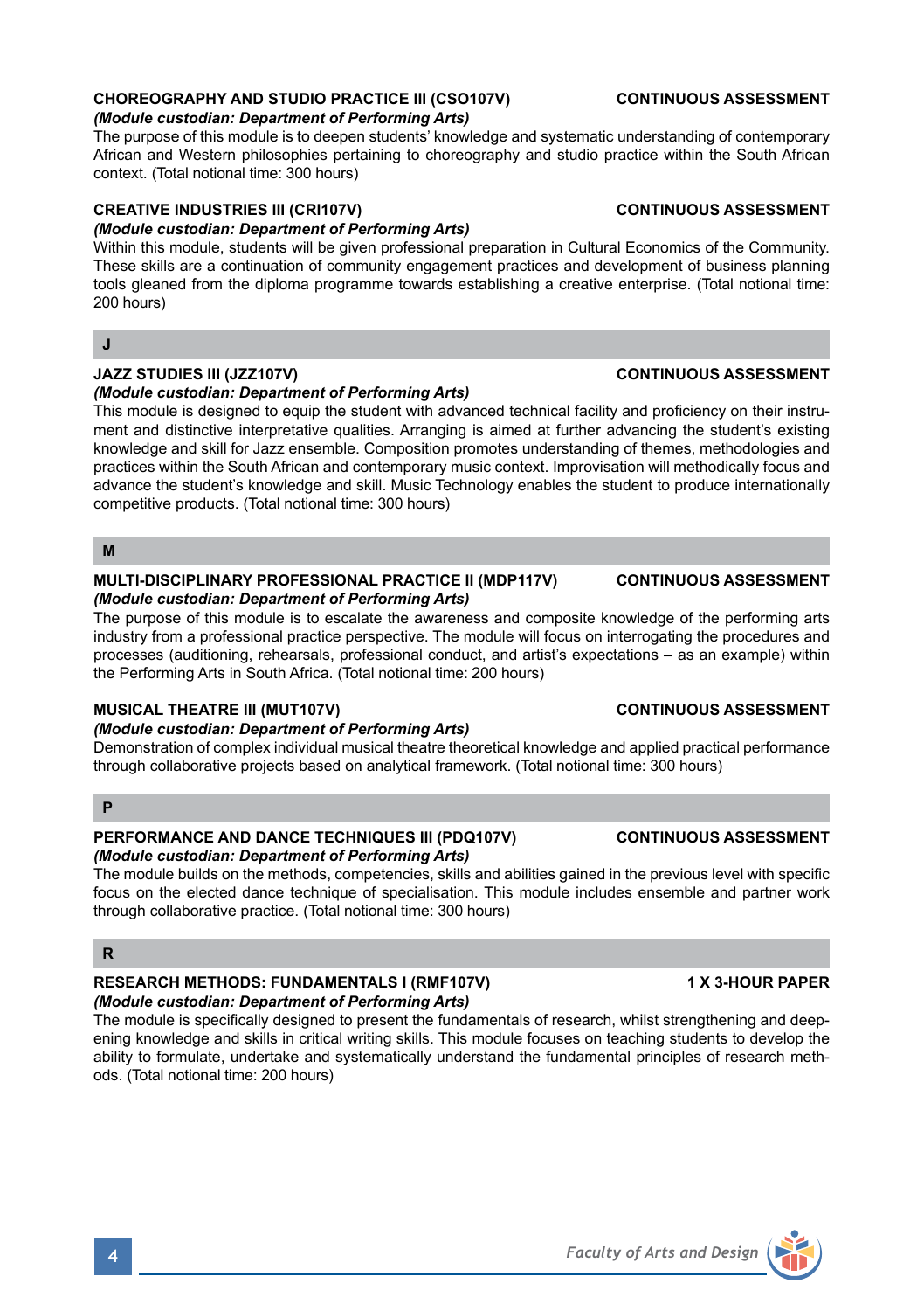**CHOREOGRAPHY AND STUDIO PRACTICE III (CSO107V)** **CONTINUOUS ASSESSMENT**
***(Module custodian: Department of Performing Arts)***
The purpose of this module is to deepen students' knowledge and systematic understanding of contemporary African and Western philosophies pertaining to choreography and studio practice within the South African context. (Total notional time: 300 hours)

**CREATIVE INDUSTRIES III (CRI107V)** **CONTINUOUS ASSESSMENT**
***(Module custodian: Department of Performing Arts)***
Within this module, students will be given professional preparation in Cultural Economics of the Community. These skills are a continuation of community engagement practices and development of business planning tools gleaned from the diploma programme towards establishing a creative enterprise. (Total notional time: 200 hours)

## J

**JAZZ STUDIES III (JZZ107V)** **CONTINUOUS ASSESSMENT**
***(Module custodian: Department of Performing Arts)***
This module is designed to equip the student with advanced technical facility and proficiency on their instrument and distinctive interpretative qualities. Arranging is aimed at further advancing the student's existing knowledge and skill for Jazz ensemble. Composition promotes understanding of themes, methodologies and practices within the South African and contemporary music context. Improvisation will methodically focus and advance the student's knowledge and skill. Music Technology enables the student to produce internationally competitive products. (Total notional time: 300 hours)

## M

**MULTI-DISCIPLINARY PROFESSIONAL PRACTICE II (MDP117V)** **CONTINUOUS ASSESSMENT**
***(Module custodian: Department of Performing Arts)***
The purpose of this module is to escalate the awareness and composite knowledge of the performing arts industry from a professional practice perspective. The module will focus on interrogating the procedures and processes (auditioning, rehearsals, professional conduct, and artist's expectations – as an example) within the Performing Arts in South Africa. (Total notional time: 200 hours)

**MUSICAL THEATRE III (MUT107V)** **CONTINUOUS ASSESSMENT**
***(Module custodian: Department of Performing Arts)***
Demonstration of complex individual musical theatre theoretical knowledge and applied practical performance through collaborative projects based on analytical framework. (Total notional time: 300 hours)

## P

**PERFORMANCE AND DANCE TECHNIQUES III (PDQ107V)** **CONTINUOUS ASSESSMENT**
***(Module custodian: Department of Performing Arts)***
The module builds on the methods, competencies, skills and abilities gained in the previous level with specific focus on the elected dance technique of specialisation. This module includes ensemble and partner work through collaborative practice. (Total notional time: 300 hours)

## R

**RESEARCH METHODS: FUNDAMENTALS I (RMF107V)** **1 X 3-HOUR PAPER**
***(Module custodian: Department of Performing Arts)***
The module is specifically designed to present the fundamentals of research, whilst strengthening and deepening knowledge and skills in critical writing skills. This module focuses on teaching students to develop the ability to formulate, undertake and systematically understand the fundamental principles of research methods. (Total notional time: 200 hours)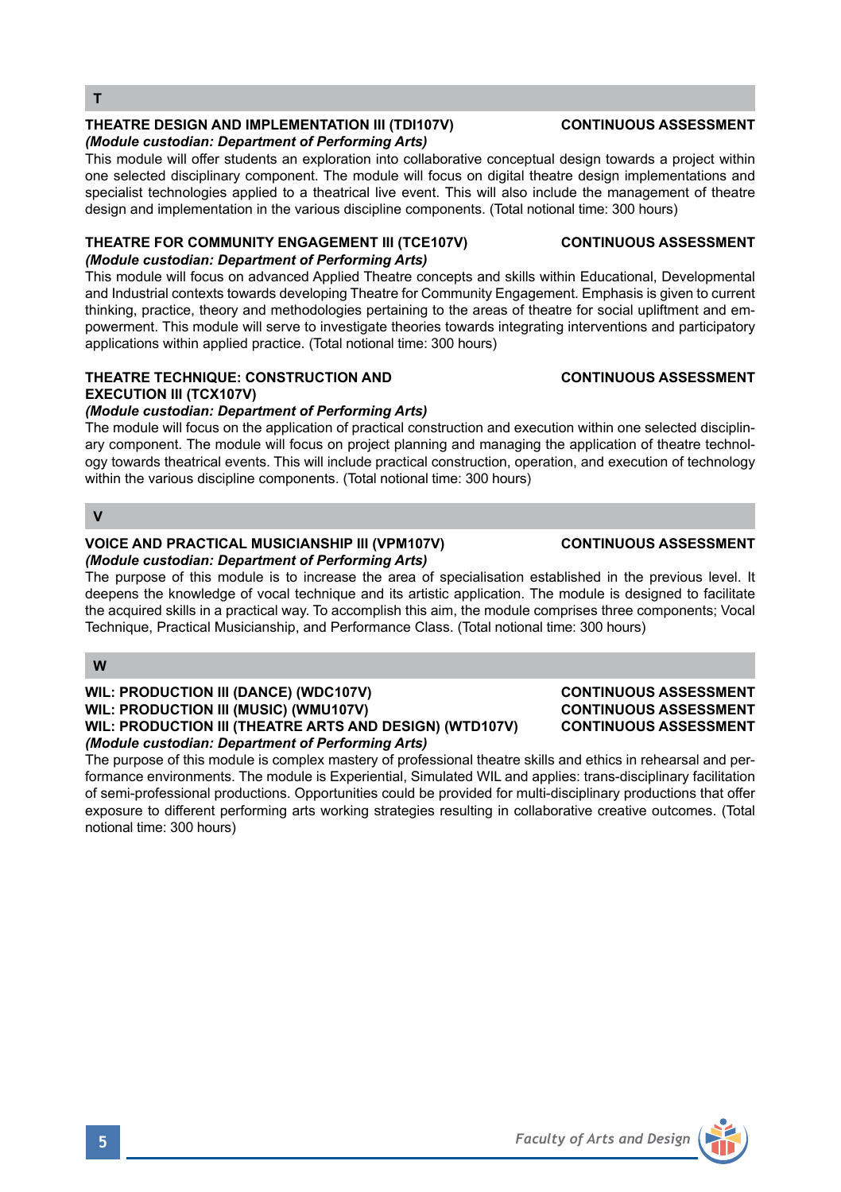## T

**THEATRE DESIGN AND IMPLEMENTATION III (TDI107V)** **CONTINUOUS ASSESSMENT**
***(Module custodian: Department of Performing Arts)***

This module will offer students an exploration into collaborative conceptual design towards a project within one selected disciplinary component. The module will focus on digital theatre design implementations and specialist technologies applied to a theatrical live event. This will also include the management of theatre design and implementation in the various discipline components. (Total notional time: 300 hours)

**THEATRE FOR COMMUNITY ENGAGEMENT III (TCE107V)** **CONTINUOUS ASSESSMENT**
***(Module custodian: Department of Performing Arts)***

This module will focus on advanced Applied Theatre concepts and skills within Educational, Developmental and Industrial contexts towards developing Theatre for Community Engagement. Emphasis is given to current thinking, practice, theory and methodologies pertaining to the areas of theatre for social upliftment and empowerment. This module will serve to investigate theories towards integrating interventions and participatory applications within applied practice. (Total notional time: 300 hours)

**THEATRE TECHNIQUE: CONSTRUCTION AND EXECUTION III (TCX107V)** **CONTINUOUS ASSESSMENT**
***(Module custodian: Department of Performing Arts)***

The module will focus on the application of practical construction and execution within one selected disciplinary component. The module will focus on project planning and managing the application of theatre technology towards theatrical events. This will include practical construction, operation, and execution of technology within the various discipline components. (Total notional time: 300 hours)

## V

**VOICE AND PRACTICAL MUSICIANSHIP III (VPM107V)** **CONTINUOUS ASSESSMENT**
***(Module custodian: Department of Performing Arts)***

The purpose of this module is to increase the area of specialisation established in the previous level. It deepens the knowledge of vocal technique and its artistic application. The module is designed to facilitate the acquired skills in a practical way. To accomplish this aim, the module comprises three components; Vocal Technique, Practical Musicianship, and Performance Class. (Total notional time: 300 hours)

## W

**WIL: PRODUCTION III (DANCE) (WDC107V)** **CONTINUOUS ASSESSMENT**
**WIL: PRODUCTION III (MUSIC) (WMU107V)** **CONTINUOUS ASSESSMENT**
**WIL: PRODUCTION III (THEATRE ARTS AND DESIGN) (WTD107V)** **CONTINUOUS ASSESSMENT**
***(Module custodian: Department of Performing Arts)***

The purpose of this module is complex mastery of professional theatre skills and ethics in rehearsal and performance environments. The module is Experiential, Simulated WIL and applies: trans-disciplinary facilitation of semi-professional productions. Opportunities could be provided for multi-disciplinary productions that offer exposure to different performing arts working strategies resulting in collaborative creative outcomes. (Total notional time: 300 hours)